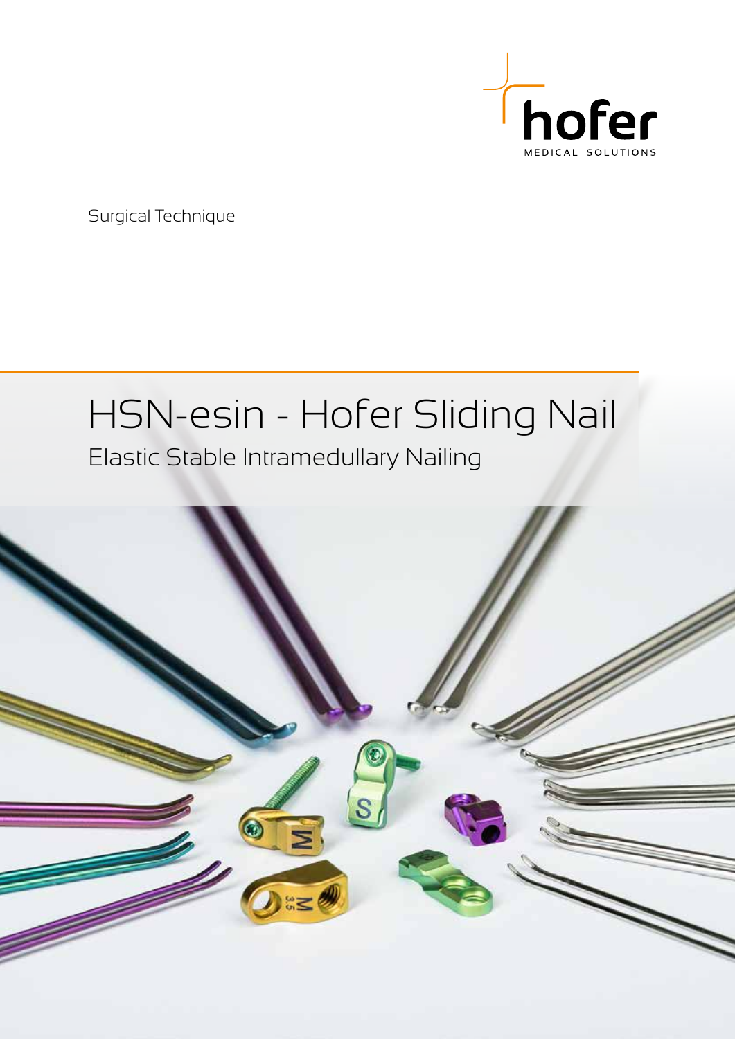hofer

MEDICAL SOLUTIONS

Surgical Technique

# HSN-esin - Hofer Sliding Nail

## Elastic Stable Intramedullary Nailing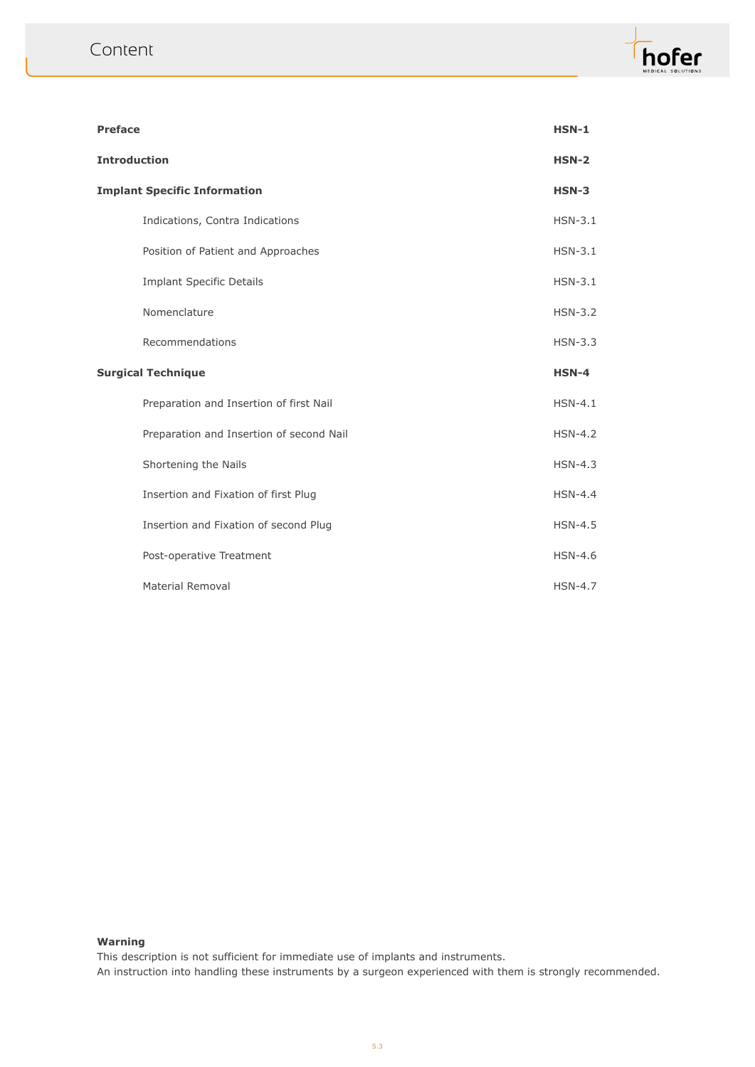# Content

| | |
|---|---|
| **Preface** | **HSN-1** |
| **Introduction** | **HSN-2** |
| **Implant Specific Information** | **HSN-3** |
| Indications, Contra Indications | HSN-3.1 |
| Position of Patient and Approaches | HSN-3.1 |
| Implant Specific Details | HSN-3.1 |
| Nomenclature | HSN-3.2 |
| Recommendations | HSN-3.3 |
| **Surgical Technique** | **HSN-4** |
| Preparation and Insertion of first Nail | HSN-4.1 |
| Preparation and Insertion of second Nail | HSN-4.2 |
| Shortening the Nails | HSN-4.3 |
| Insertion and Fixation of first Plug | HSN-4.4 |
| Insertion and Fixation of second Plug | HSN-4.5 |
| Post-operative Treatment | HSN-4.6 |
| Material Removal | HSN-4.7 |

**Warning**
This description is not sufficient for immediate use of implants and instruments.
An instruction into handling these instruments by a surgeon experienced with them is strongly recommended.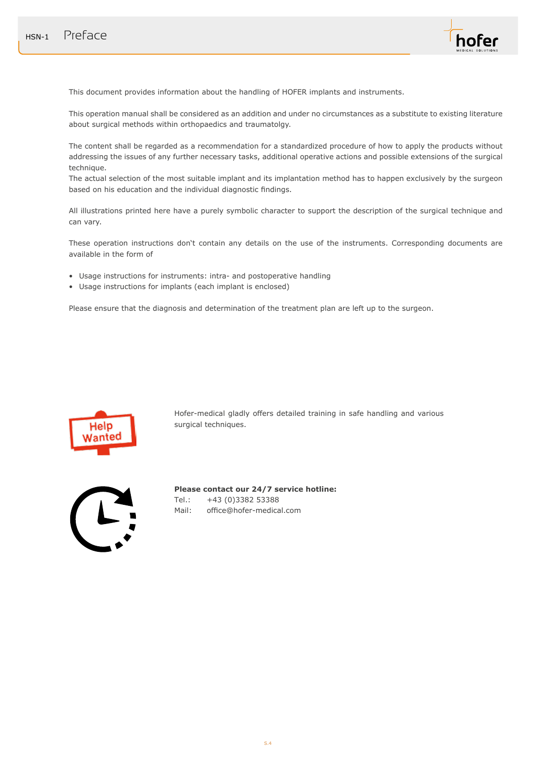# Preface

This document provides information about the handling of HOFER implants and instruments.

This operation manual shall be considered as an addition and under no circumstances as a substitute to existing literature about surgical methods within orthopaedics and traumatolgy.

The content shall be regarded as a recommendation for a standardized procedure of how to apply the products without addressing the issues of any further necessary tasks, additional operative actions and possible extensions of the surgical technique.
The actual selection of the most suitable implant and its implantation method has to happen exclusively by the surgeon based on his education and the individual diagnostic findings.

All illustrations printed here have a purely symbolic character to support the description of the surgical technique and can vary.

These operation instructions don‘t contain any details on the use of the instruments. Corresponding documents are available in the form of

- Usage instructions for instruments: intra- and postoperative handling
- Usage instructions for implants (each implant is enclosed)

Please ensure that the diagnosis and determination of the treatment plan are left up to the surgeon.

Hofer-medical gladly offers detailed training in safe handling and various surgical techniques.

**Please contact our 24/7 service hotline:**
Tel.: +43 (0)3382 53388
Mail: office@hofer-medical.com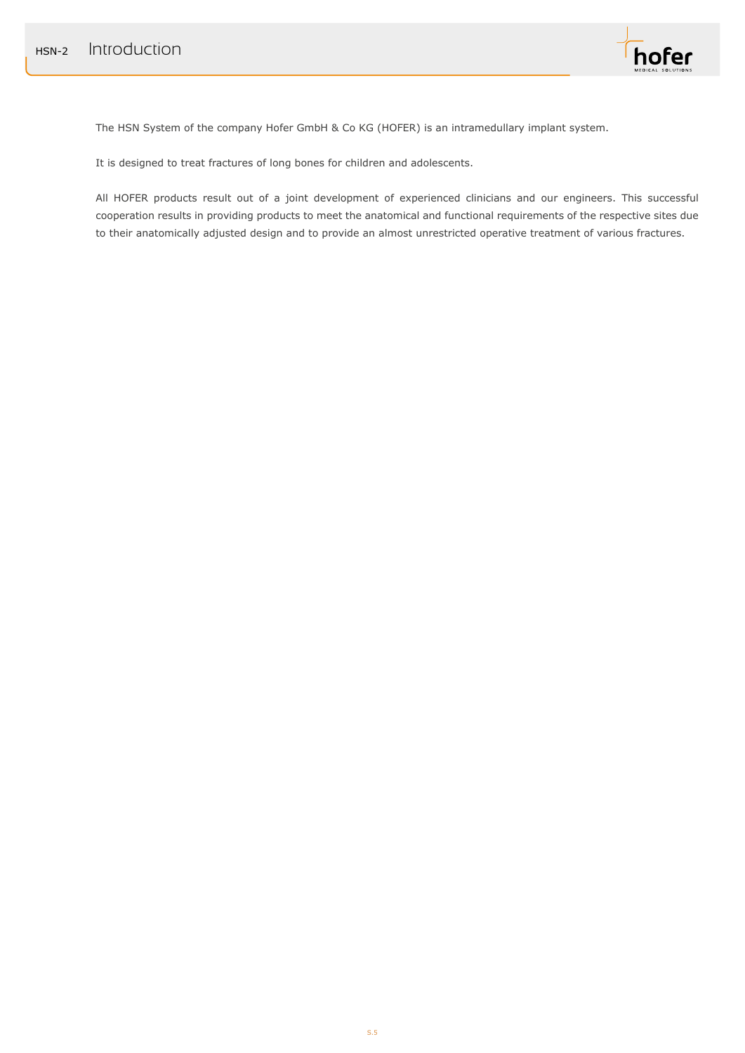# Introduction

The HSN System of the company Hofer GmbH & Co KG (HOFER) is an intramedullary implant system.

It is designed to treat fractures of long bones for children and adolescents.

All HOFER products result out of a joint development of experienced clinicians and our engineers. This successful cooperation results in providing products to meet the anatomical and functional requirements of the respective sites due to their anatomically adjusted design and to provide an almost unrestricted operative treatment of various fractures.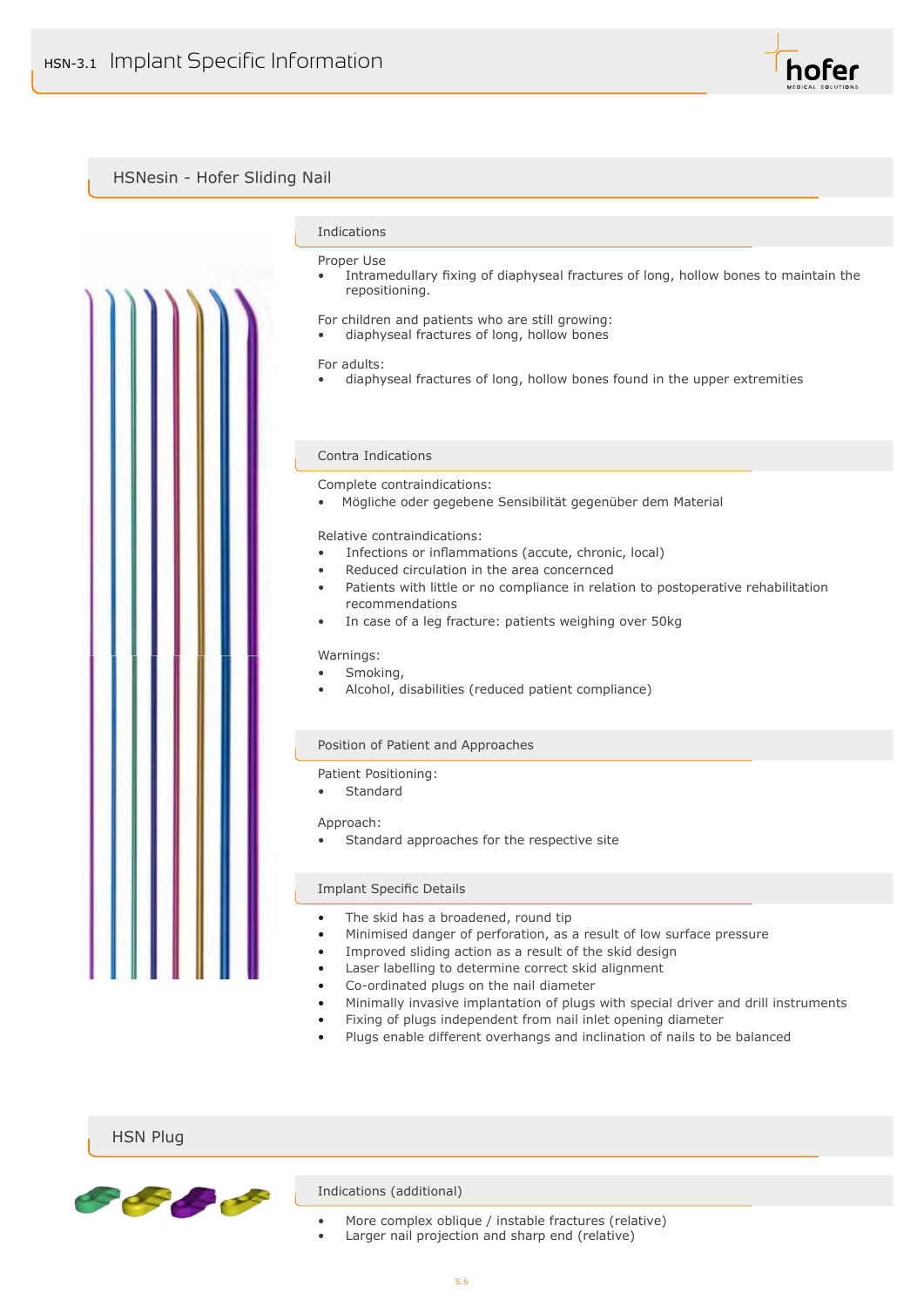## HSNesin - Hofer Sliding Nail

### Indications

Proper Use

- Intramedullary fixing of diaphyseal fractures of long, hollow bones to maintain the repositioning.

For children and patients who are still growing:

- diaphyseal fractures of long, hollow bones

For adults:

- diaphyseal fractures of long, hollow bones found in the upper extremities

### Contra Indications

Complete contraindications:

- Mögliche oder gegebene Sensibilität gegenüber dem Material

Relative contraindications:

- Infections or inflammations (accute, chronic, local)
- Reduced circulation in the area concerncerned
- Patients with little or no compliance in relation to postoperative rehabilitation recommendations
- In case of a leg fracture: patients weighing over 50kg

Warnings:

- Smoking,
- Alcohol, disabilities (reduced patient compliance)

### Position of Patient and Approaches

Patient Positioning:

- Standard

Approach:

- Standard approaches for the respective site

### Implant Specific Details

- The skid has a broadened, round tip
- Minimised danger of perforation, as a result of low surface pressure
- Improved sliding action as a result of the skid design
- Laser labelling to determine correct skid alignment
- Co-ordinated plugs on the nail diameter
- Minimally invasive implantation of plugs with special driver and drill instruments
- Fixing of plugs independent from nail inlet opening diameter
- Plugs enable different overhangs and inclination of nails to be balanced

## HSN Plug

### Indications (additional)

- More complex oblique / instable fractures (relative)
- Larger nail projection and sharp end (relative)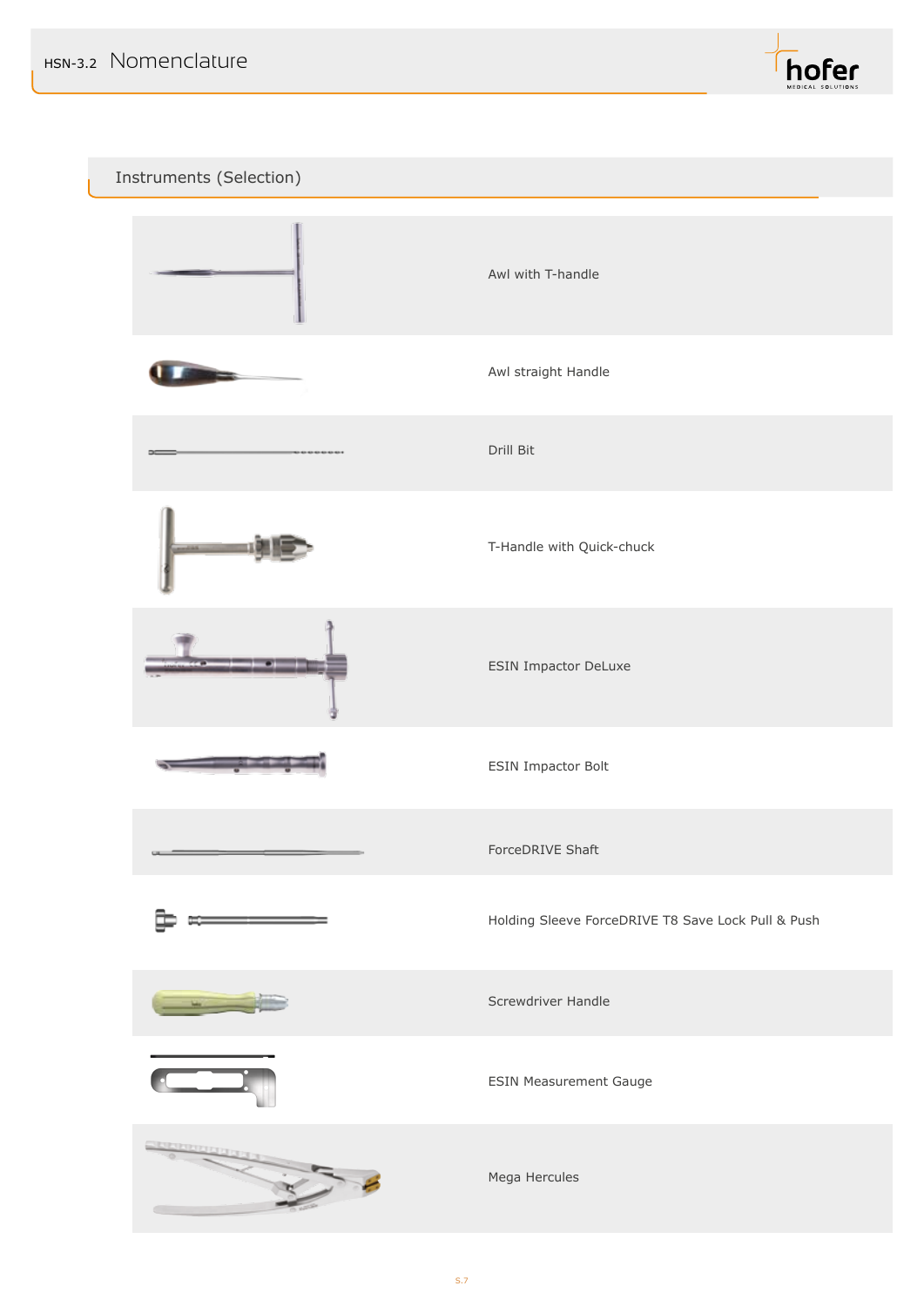## HSN-3.2 Nomenclature

### Instruments (Selection)

- Awl with T-handle
- Awl straight Handle
- Drill Bit
- T-Handle with Quick-chuck
- ESIN Impactor DeLuxe
- ESIN Impactor Bolt
- ForceDRIVE Shaft
- Holding Sleeve ForceDRIVE T8 Save Lock Pull & Push
- Screwdriver Handle
- ESIN Measurement Gauge
- Mega Hercules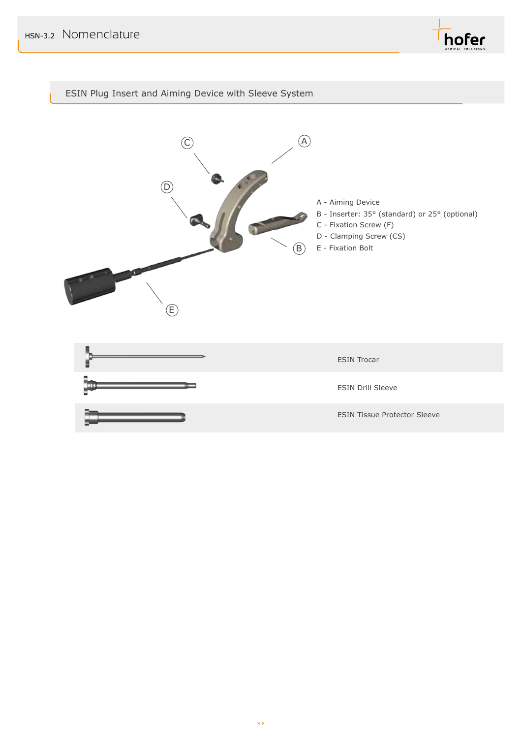# HSN-3.2 Nomenclature

## ESIN Plug Insert and Aiming Device with Sleeve System

A - Aiming Device
B - Inserter: 35° (standard) or 25° (optional)
C - Fixation Screw (F)
D - Clamping Screw (CS)
E - Fixation Bolt

ESIN Trocar

ESIN Drill Sleeve

ESIN Tissue Protector Sleeve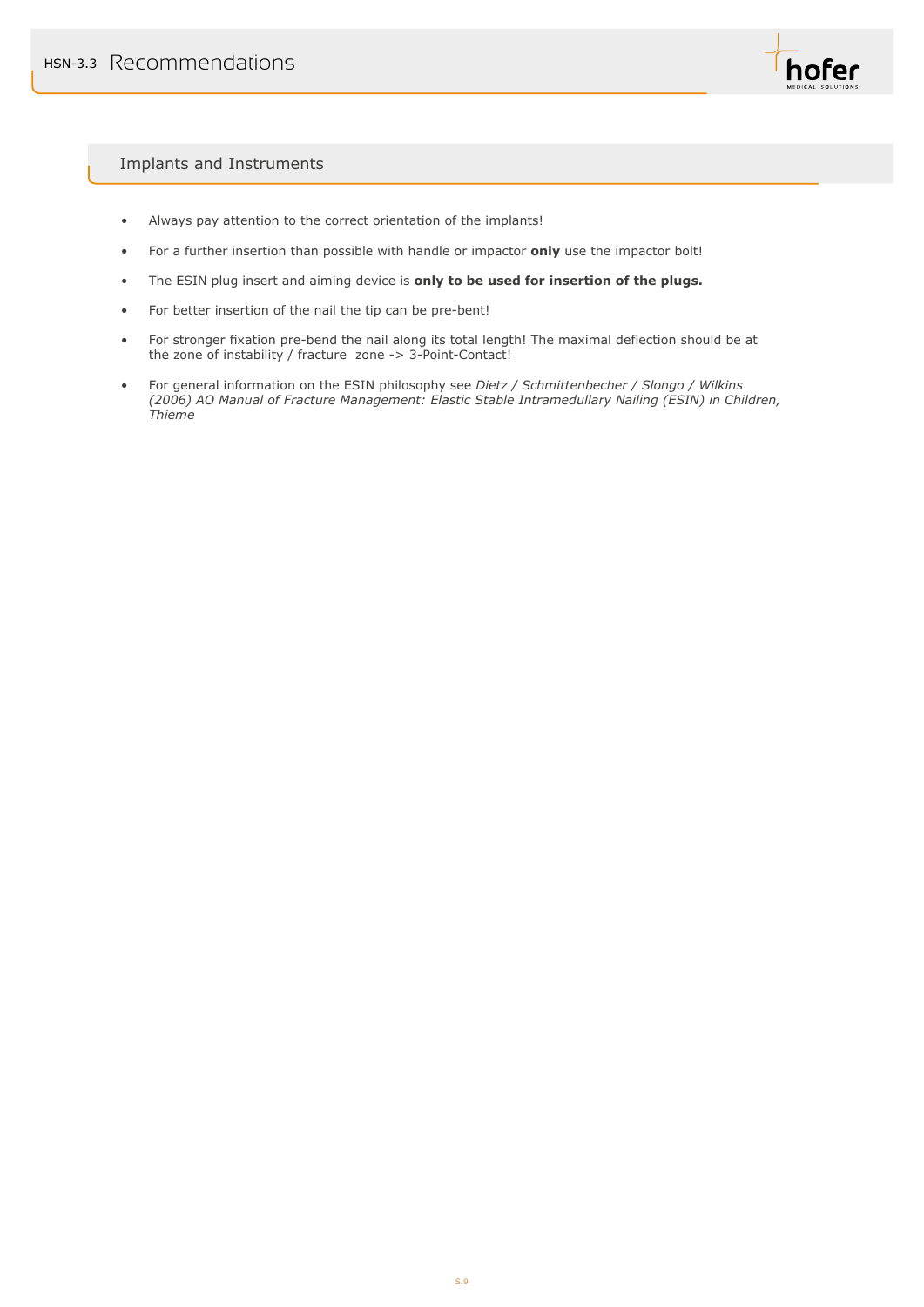# HSN-3.3 Recommendations

## Implants and Instruments

- Always pay attention to the correct orientation of the implants!
- For a further insertion than possible with handle or impactor **only** use the impactor bolt!
- The ESIN plug insert and aiming device is **only to be used for insertion of the plugs.**
- For better insertion of the nail the tip can be pre-bent!
- For stronger fixation pre-bend the nail along its total length! The maximal deflection should be at the zone of instability / fracture zone -> 3-Point-Contact!
- For general information on the ESIN philosophy see *Dietz / Schmittenbecher / Slongo / Wilkins (2006) AO Manual of Fracture Management: Elastic Stable Intramedullary Nailing (ESIN) in Children, Thieme*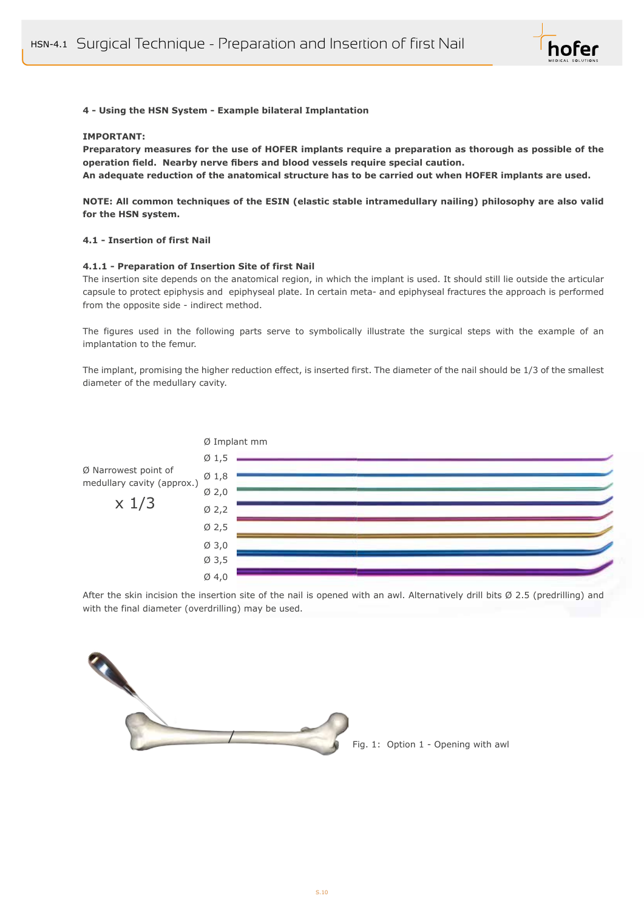#### 4 - Using the HSN System - Example bilateral Implantation

**IMPORTANT:**
**Preparatory measures for the use of HOFER implants require a preparation as thorough as possible of the operation field. Nearby nerve fibers and blood vessels require special caution.**
**An adequate reduction of the anatomical structure has to be carried out when HOFER implants are used.**

**NOTE: All common techniques of the ESIN (elastic stable intramedullary nailing) philosophy are also valid for the HSN system.**

**4.1 - Insertion of first Nail**

**4.1.1 - Preparation of Insertion Site of first Nail**

The insertion site depends on the anatomical region, in which the implant is used. It should still lie outside the articular capsule to protect epiphysis and epiphyseal plate. In certain meta- and epiphyseal fractures the approach is performed from the opposite side - indirect method.

The figures used in the following parts serve to symbolically illustrate the surgical steps with the example of an implantation to the femur.

The implant, promising the higher reduction effect, is inserted first. The diameter of the nail should be 1/3 of the smallest diameter of the medullary cavity.

Ø Narrowest point of medullary cavity (approx.)

x 1/3

Ø Implant mm

Ø 1,5
Ø 1,8
Ø 2,0
Ø 2,2
Ø 2,5
Ø 3,0
Ø 3,5
Ø 4,0

After the skin incision the insertion site of the nail is opened with an awl. Alternatively drill bits Ø 2.5 (predrilling) and with the final diameter (overdrilling) may be used.

Fig. 1: Option 1 - Opening with awl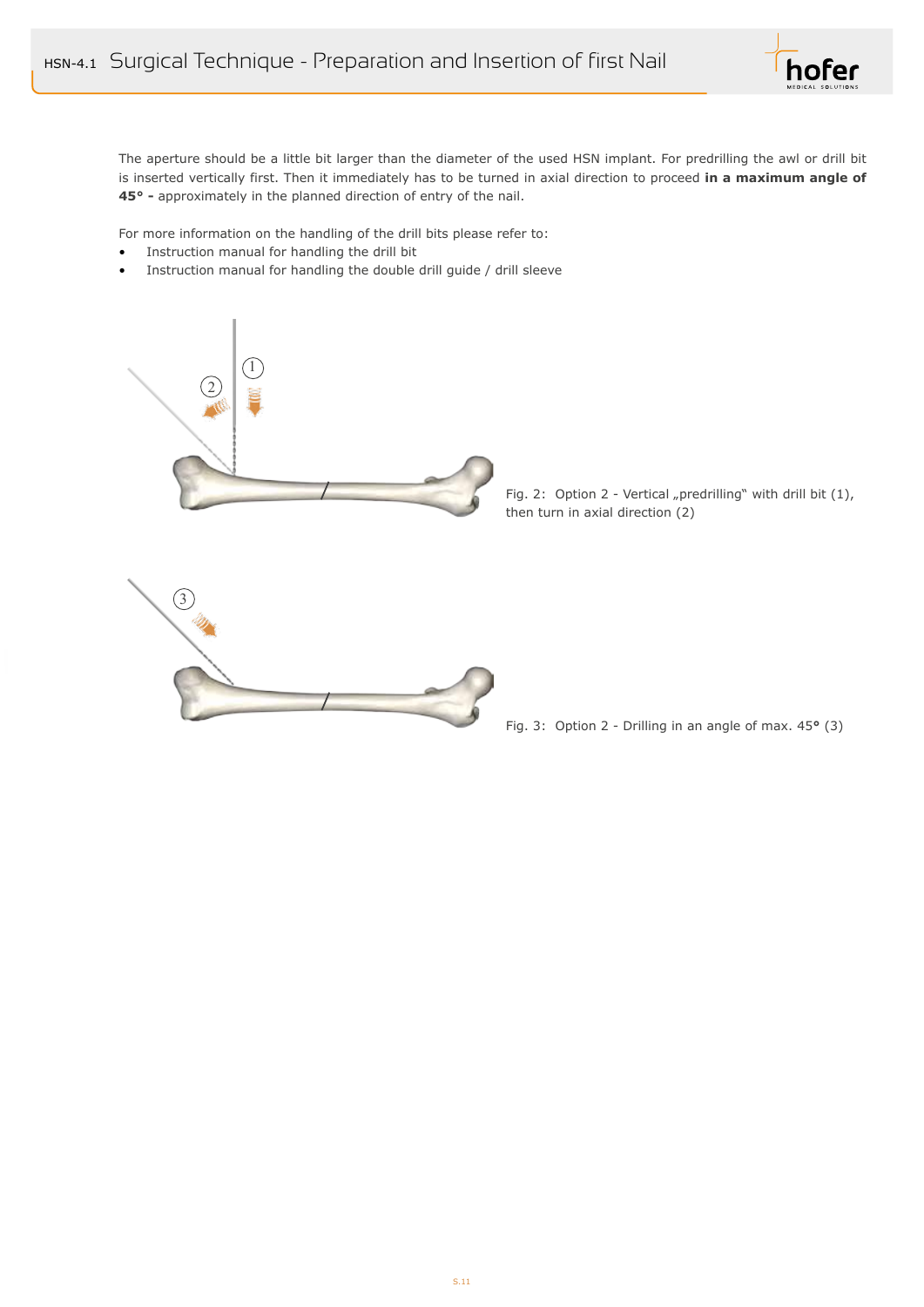The aperture should be a little bit larger than the diameter of the used HSN implant. For predrilling the awl or drill bit is inserted vertically first. Then it immediately has to be turned in axial direction to proceed **in a maximum angle of 45° -** approximately in the planned direction of entry of the nail.

For more information on the handling of the drill bits please refer to:

- Instruction manual for handling the drill bit
- Instruction manual for handling the double drill guide / drill sleeve

Fig. 2: Option 2 - Vertical „predrilling" with drill bit (1), then turn in axial direction (2)

Fig. 3: Option 2 - Drilling in an angle of max. 45° (3)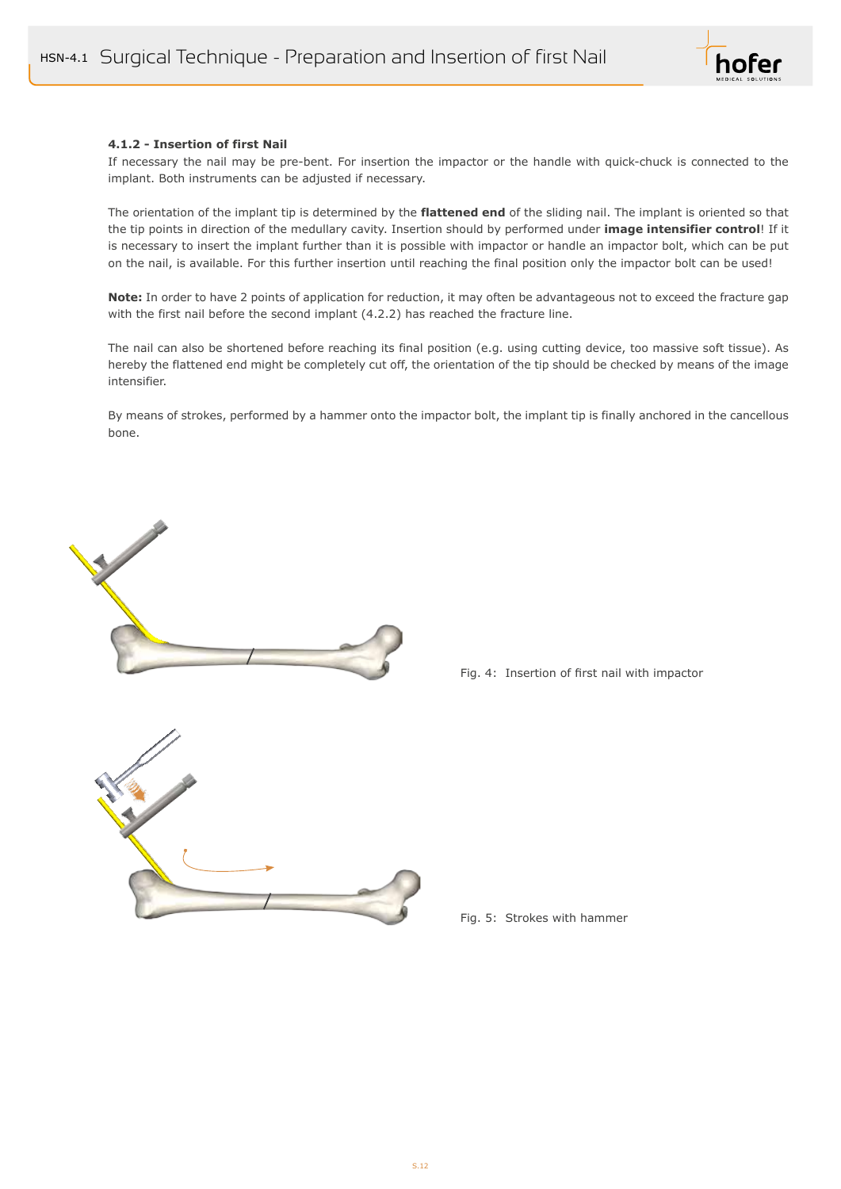#### 4.1.2 - Insertion of first Nail

If necessary the nail may be pre-bent. For insertion the impactor or the handle with quick-chuck is connected to the implant. Both instruments can be adjusted if necessary.

The orientation of the implant tip is determined by the **flattened end** of the sliding nail. The implant is oriented so that the tip points in direction of the medullary cavity. Insertion should by performed under **image intensifier control**! If it is necessary to insert the implant further than it is possible with impactor or handle an impactor bolt, which can be put on the nail, is available. For this further insertion until reaching the final position only the impactor bolt can be used!

**Note:** In order to have 2 points of application for reduction, it may often be advantageous not to exceed the fracture gap with the first nail before the second implant (4.2.2) has reached the fracture line.

The nail can also be shortened before reaching its final position (e.g. using cutting device, too massive soft tissue). As hereby the flattened end might be completely cut off, the orientation of the tip should be checked by means of the image intensifier.

By means of strokes, performed by a hammer onto the impactor bolt, the implant tip is finally anchored in the cancellous bone.

Fig. 4: Insertion of first nail with impactor

Fig. 5: Strokes with hammer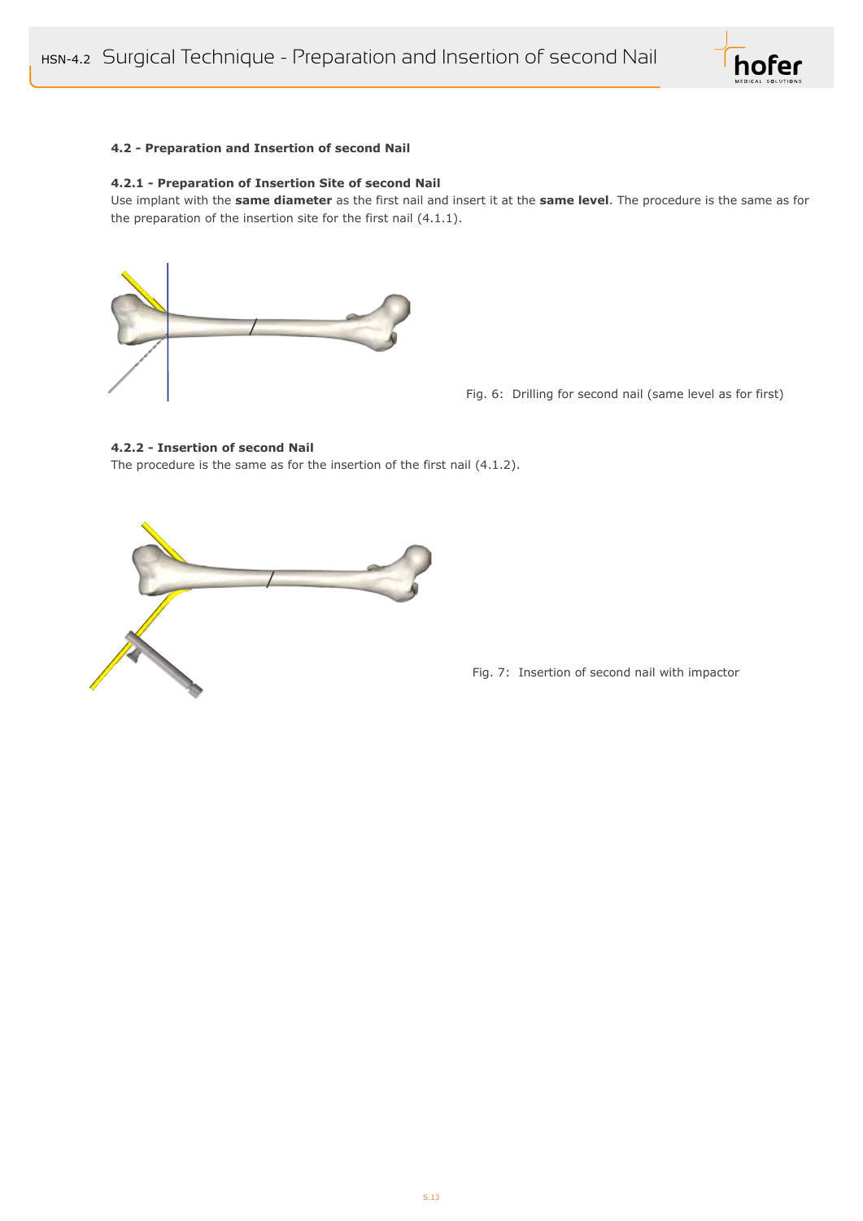## 4.2 - Preparation and Insertion of second Nail

### 4.2.1 - Preparation of Insertion Site of second Nail

Use implant with the **same diameter** as the first nail and insert it at the **same level**. The procedure is the same as for the preparation of the insertion site for the first nail (4.1.1).

Fig. 6: Drilling for second nail (same level as for first)

### 4.2.2 - Insertion of second Nail

The procedure is the same as for the insertion of the first nail (4.1.2).

Fig. 7: Insertion of second nail with impactor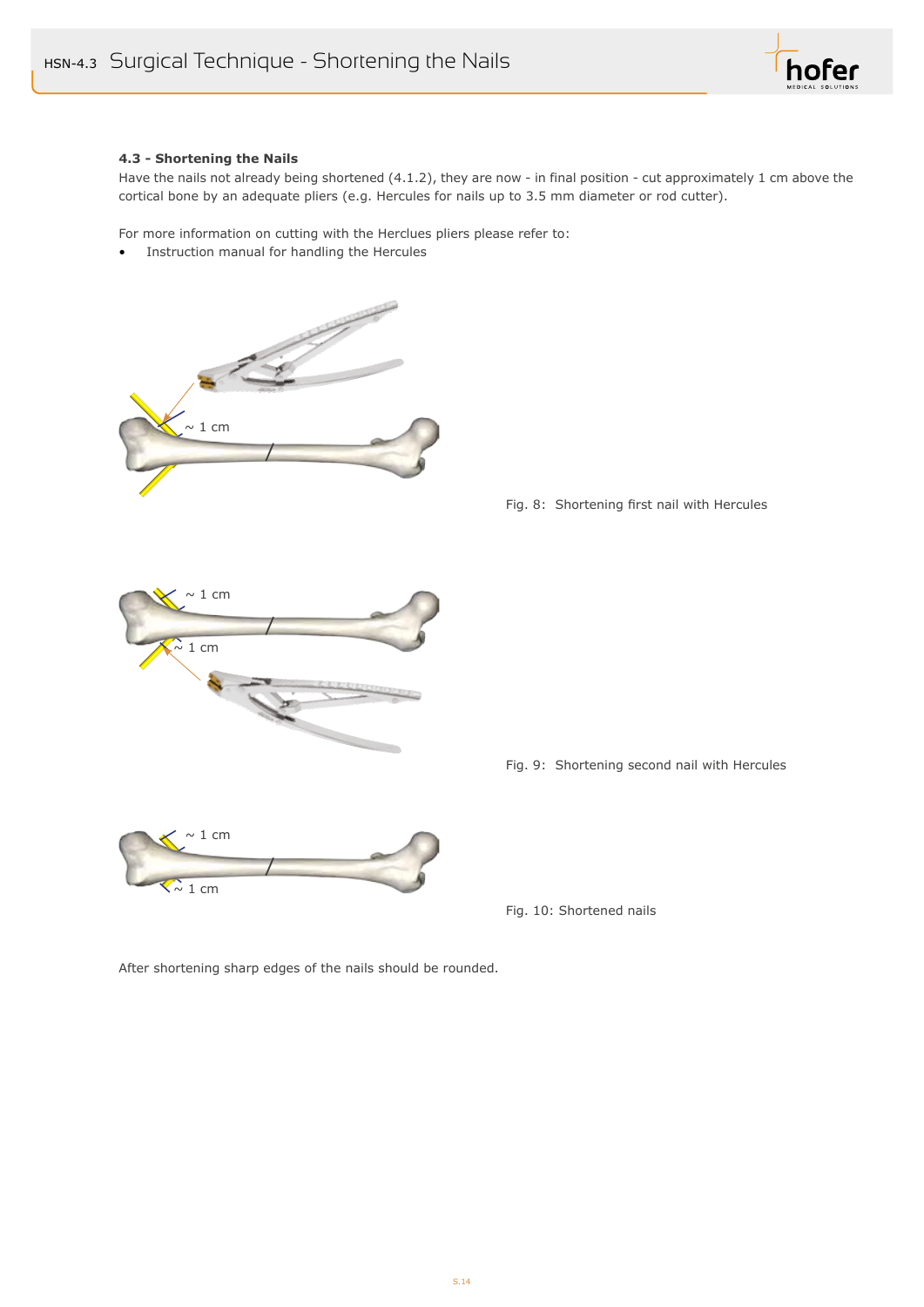### 4.3 - Shortening the Nails

Have the nails not already being shortened (4.1.2), they are now - in final position - cut approximately 1 cm above the cortical bone by an adequate pliers (e.g. Hercules for nails up to 3.5 mm diameter or rod cutter).

For more information on cutting with the Herclues pliers please refer to:

- Instruction manual for handling the Hercules

~ 1 cm

Fig. 8: Shortening first nail with Hercules

~ 1 cm

~ 1 cm

Fig. 9: Shortening second nail with Hercules

~ 1 cm

~ 1 cm

Fig. 10: Shortened nails

After shortening sharp edges of the nails should be rounded.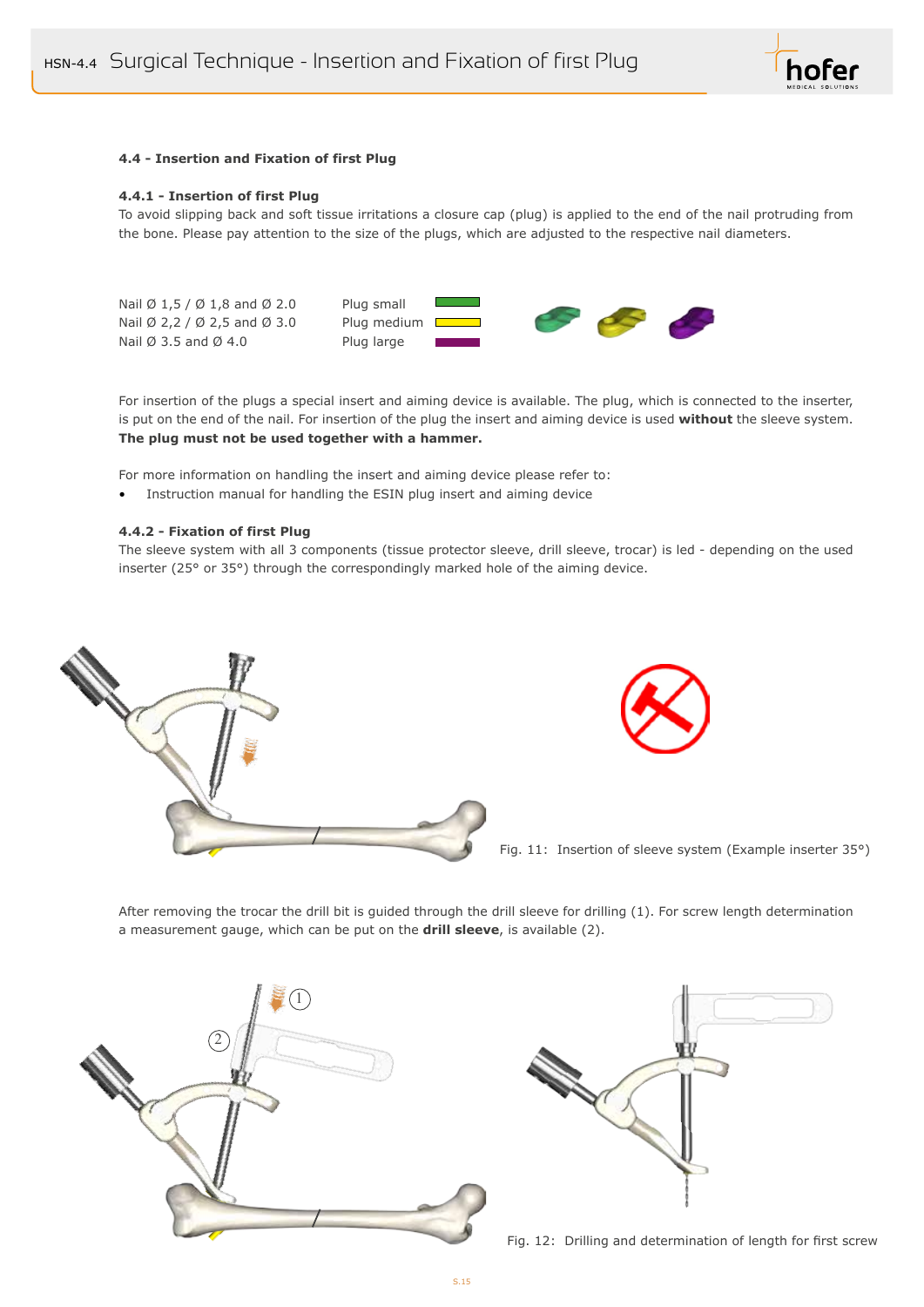## 4.4 - Insertion and Fixation of first Plug

### 4.4.1 - Insertion of first Plug

To avoid slipping back and soft tissue irritations a closure cap (plug) is applied to the end of the nail protruding from the bone. Please pay attention to the size of the plugs, which are adjusted to the respective nail diameters.

| | | |
|---|---|---|
| Nail Ø 1,5 / Ø 1,8 and Ø 2.0 | Plug small | green |
| Nail Ø 2,2 / Ø 2,5 and Ø 3.0 | Plug medium | yellow |
| Nail Ø 3.5 and Ø 4.0 | Plug large | purple |

For insertion of the plugs a special insert and aiming device is available. The plug, which is connected to the inserter, is put on the end of the nail. For insertion of the plug the insert and aiming device is used **without** the sleeve system. **The plug must not be used together with a hammer.**

For more information on handling the insert and aiming device please refer to:

- Instruction manual for handling the ESIN plug insert and aiming device

### 4.4.2 - Fixation of first Plug

The sleeve system with all 3 components (tissue protector sleeve, drill sleeve, trocar) is led - depending on the used inserter (25° or 35°) through the correspondingly marked hole of the aiming device.

Fig. 11: Insertion of sleeve system (Example inserter 35°)

After removing the trocar the drill bit is guided through the drill sleeve for drilling (1). For screw length determination a measurement gauge, which can be put on the **drill sleeve**, is available (2).

Fig. 12: Drilling and determination of length for first screw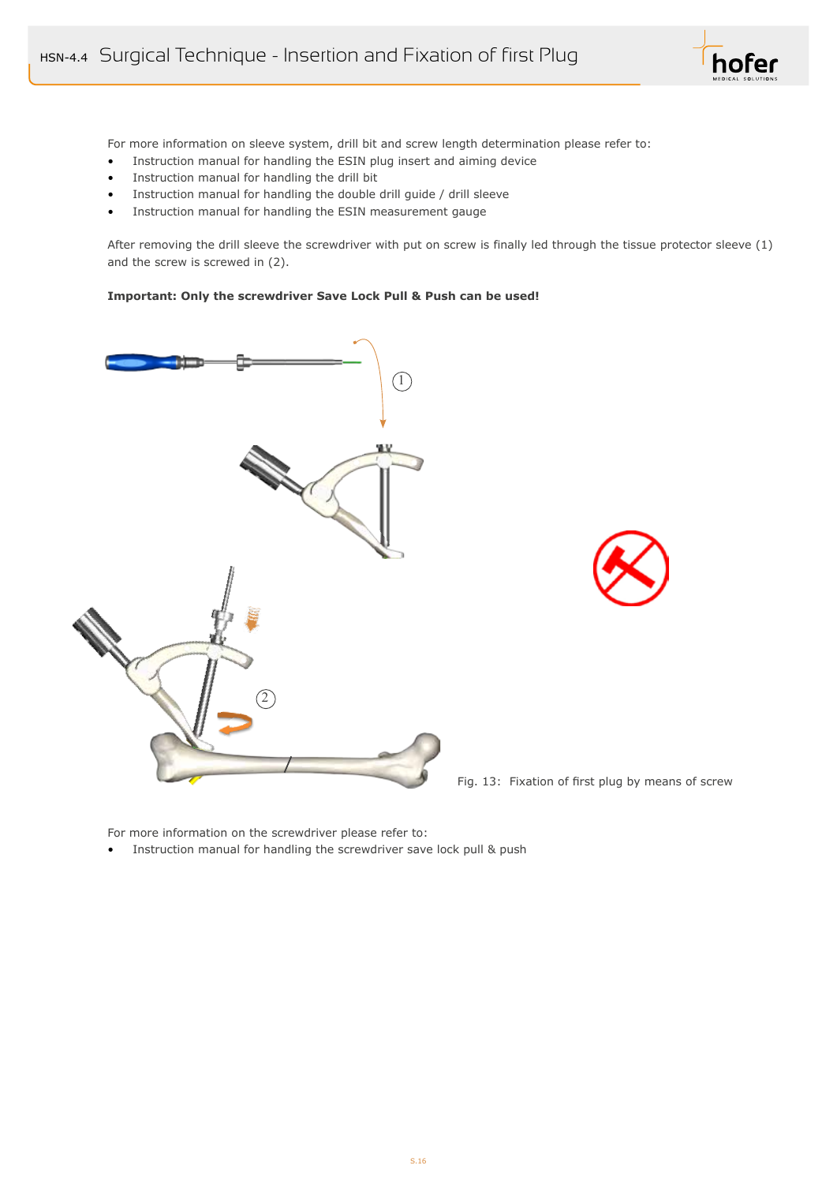## HSN-4.4 Surgical Technique - Insertion and Fixation of first Plug

For more information on sleeve system, drill bit and screw length determination please refer to:

- Instruction manual for handling the ESIN plug insert and aiming device
- Instruction manual for handling the drill bit
- Instruction manual for handling the double drill guide / drill sleeve
- Instruction manual for handling the ESIN measurement gauge

After removing the drill sleeve the screwdriver with put on screw is finally led through the tissue protector sleeve (1) and the screw is screwed in (2).

**Important: Only the screwdriver Save Lock Pull & Push can be used!**

Fig. 13: Fixation of first plug by means of screw

For more information on the screwdriver please refer to:

- Instruction manual for handling the screwdriver save lock pull & push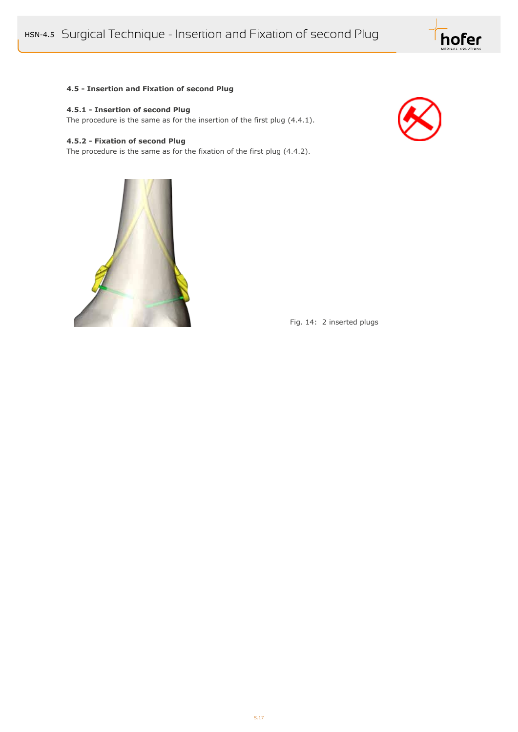## 4.5 - Insertion and Fixation of second Plug

### 4.5.1 - Insertion of second Plug

The procedure is the same as for the insertion of the first plug (4.4.1).

### 4.5.2 - Fixation of second Plug

The procedure is the same as for the fixation of the first plug (4.4.2).

Fig. 14: 2 inserted plugs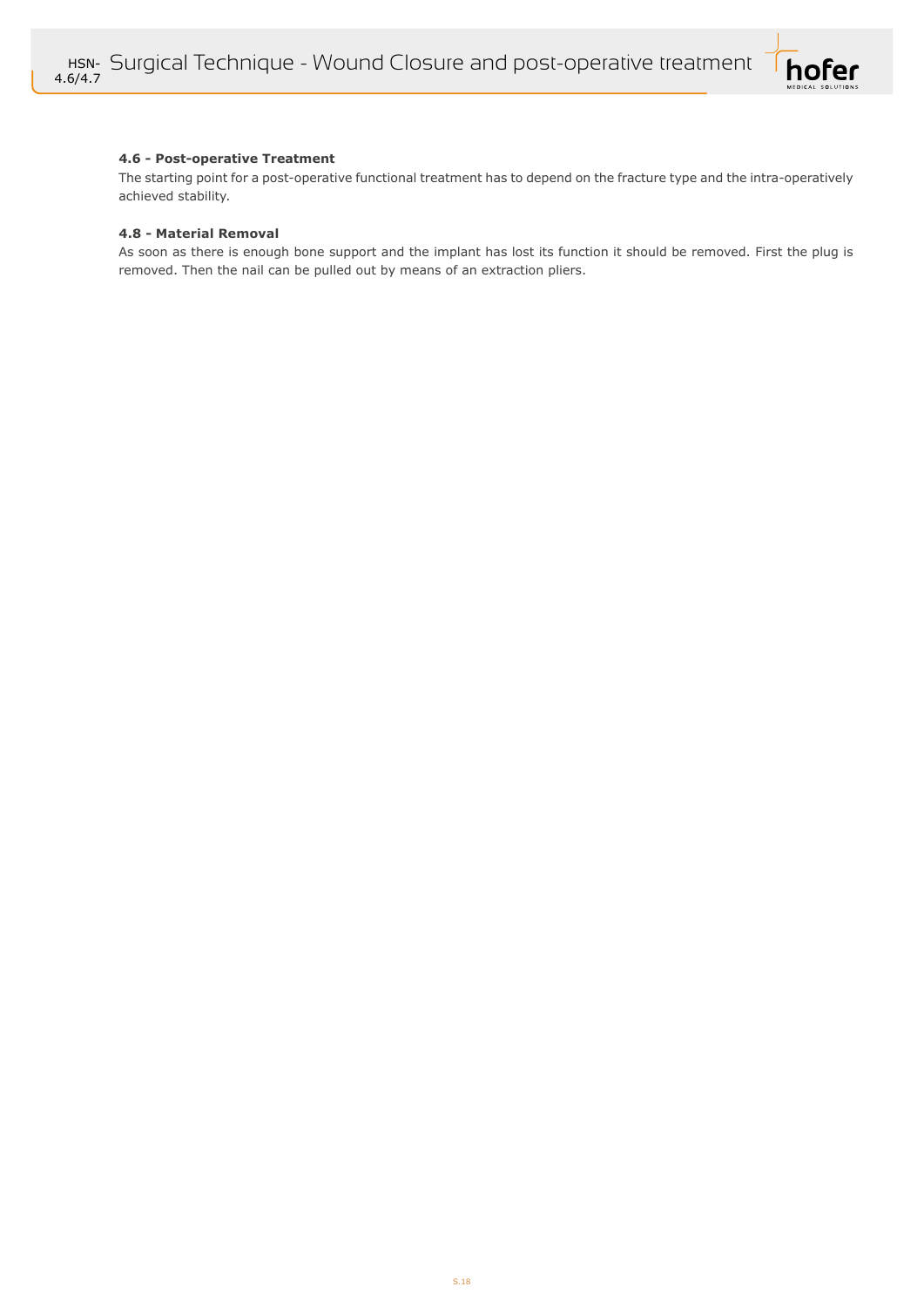### 4.6 - Post-operative Treatment

The starting point for a post-operative functional treatment has to depend on the fracture type and the intra-operatively achieved stability.

### 4.8 - Material Removal

As soon as there is enough bone support and the implant has lost its function it should be removed. First the plug is removed. Then the nail can be pulled out by means of an extraction pliers.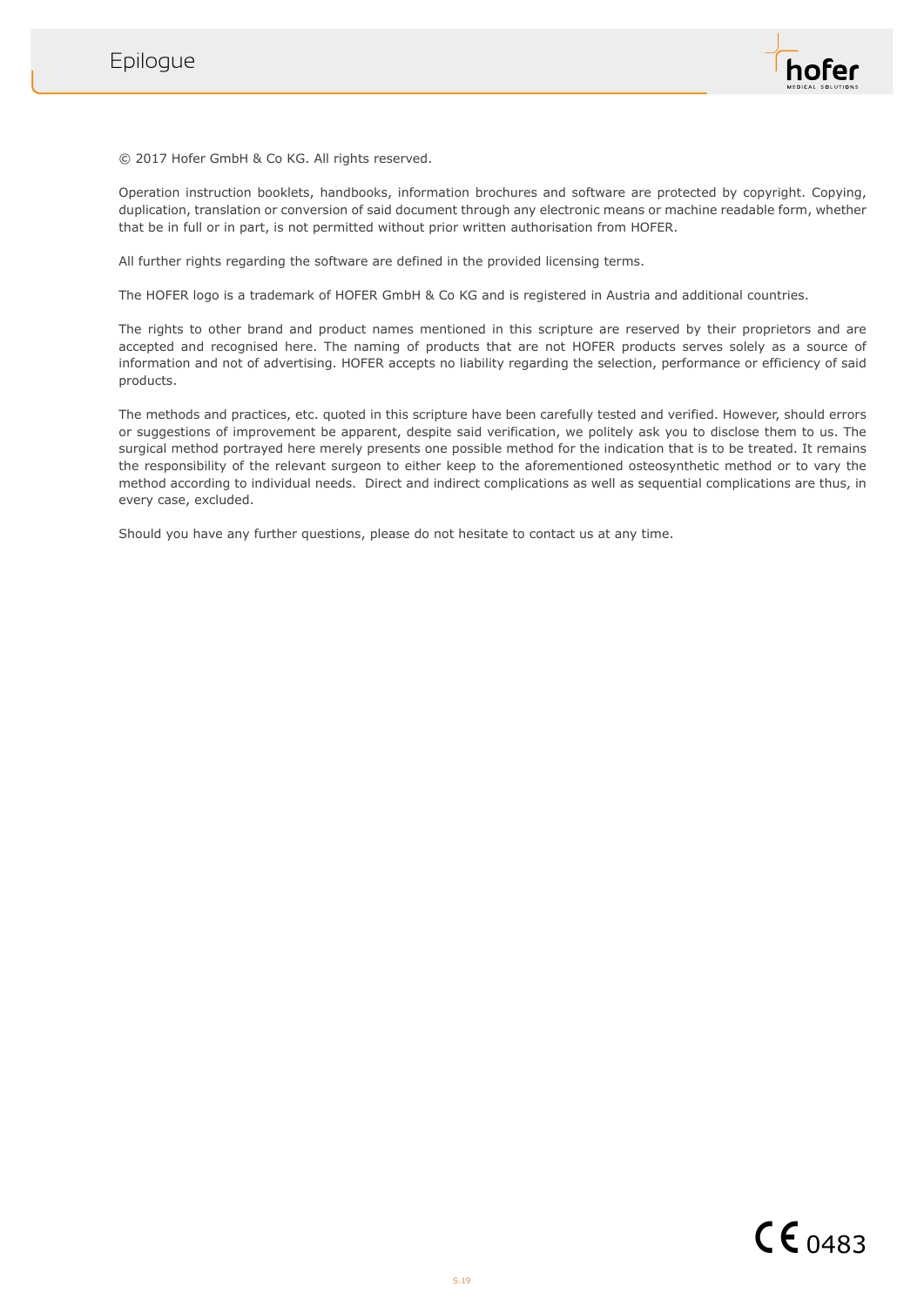# Epilogue

© 2017 Hofer GmbH & Co KG. All rights reserved.

Operation instruction booklets, handbooks, information brochures and software are protected by copyright. Copying, duplication, translation or conversion of said document through any electronic means or machine readable form, whether that be in full or in part, is not permitted without prior written authorisation from HOFER.

All further rights regarding the software are defined in the provided licensing terms.

The HOFER logo is a trademark of HOFER GmbH & Co KG and is registered in Austria and additional countries.

The rights to other brand and product names mentioned in this scripture are reserved by their proprietors and are accepted and recognised here. The naming of products that are not HOFER products serves solely as a source of information and not of advertising. HOFER accepts no liability regarding the selection, performance or efficiency of said products.

The methods and practices, etc. quoted in this scripture have been carefully tested and verified. However, should errors or suggestions of improvement be apparent, despite said verification, we politely ask you to disclose them to us. The surgical method portrayed here merely presents one possible method for the indication that is to be treated. It remains the responsibility of the relevant surgeon to either keep to the aforementioned osteosynthetic method or to vary the method according to individual needs. Direct and indirect complications as well as sequential complications are thus, in every case, excluded.

Should you have any further questions, please do not hesitate to contact us at any time.

CE 0483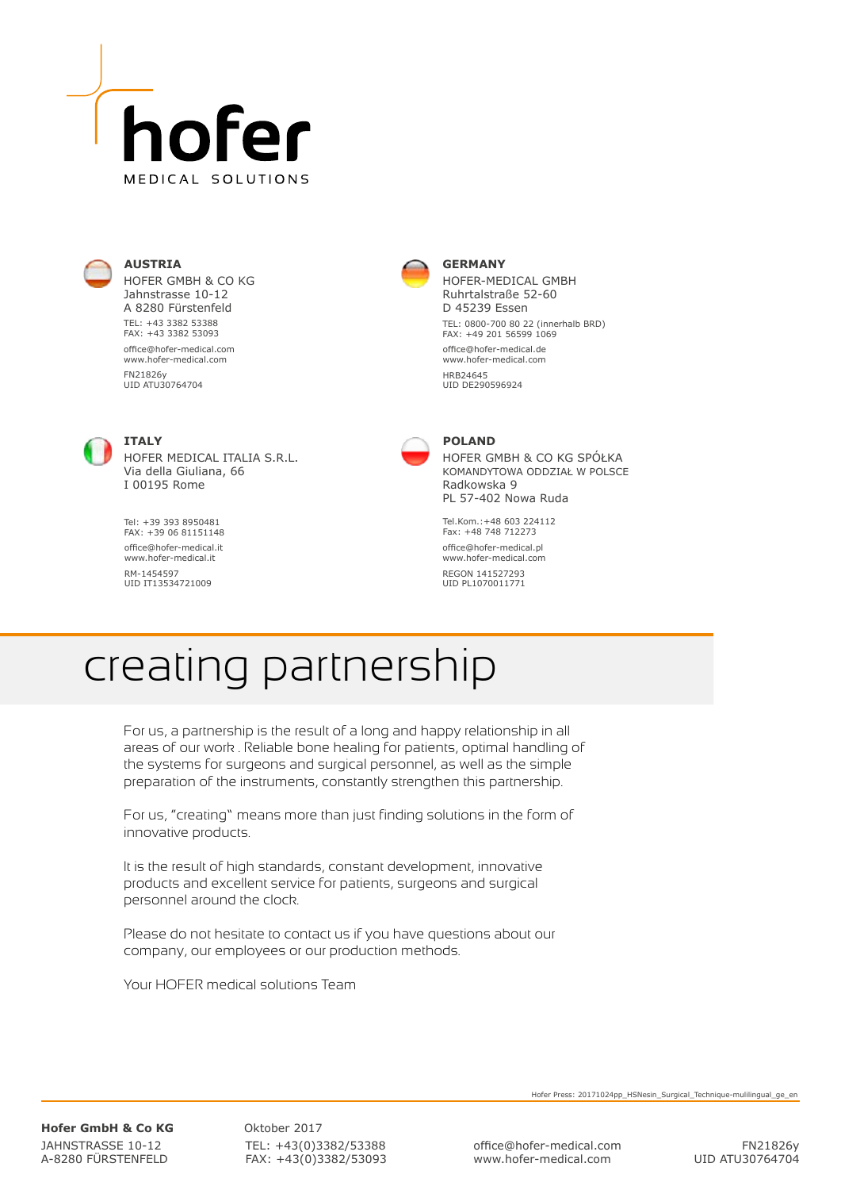hofer

MEDICAL SOLUTIONS

**AUSTRIA**
HOFER GMBH & CO KG
Jahnstrasse 10-12
A 8280 Fürstenfeld
TEL: +43 3382 53388
FAX: +43 3382 53093
office@hofer-medical.com
www.hofer-medical.com
FN21826y
UID ATU30764704

**GERMANY**
HOFER-MEDICAL GMBH
Ruhrtalstraße 52-60
D 45239 Essen
TEL: 0800-700 80 22 (innerhalb BRD)
FAX: +49 201 56599 1069
office@hofer-medical.de
www.hofer-medical.com
HRB24645
UID DE290596924

**ITALY**
HOFER MEDICAL ITALIA S.R.L.
Via della Giuliana, 66
I 00195 Rome
Tel: +39 393 8950481
FAX: +39 06 81151148
office@hofer-medical.it
www.hofer-medical.it
RM-1454597
UID IT13534721009

**POLAND**
HOFER GMBH & CO KG SPÓŁKA
KOMANDYTOWA ODDZIAŁ W POLSCE
Radkowska 9
PL 57-402 Nowa Ruda
Tel.Kom.:+48 603 224112
Fax: +48 748 712273
office@hofer-medical.pl
www.hofer-medical.com
REGON 141527293
UID PL1070011771

# creating partnership

For us, a partnership is the result of a long and happy relationship in all areas of our work . Reliable bone healing for patients, optimal handling of the systems for surgeons and surgical personnel, as well as the simple preparation of the instruments, constantly strengthen this partnership.

For us, "creating" means more than just finding solutions in the form of innovative products.

It is the result of high standards, constant development, innovative products and excellent service for patients, surgeons and surgical personnel around the clock.

Please do not hesitate to contact us if you have questions about our company, our employees or our production methods.

Your HOFER medical solutions Team

Hofer Press: 20171024pp_HSNesin_Surgical_Technique-multilingual_ge_en

**Hofer GmbH & Co KG**
JAHNSTRASSE 10-12
A-8280 FÜRSTENFELD

Oktober 2017
TEL: +43(0)3382/53388
FAX: +43(0)3382/53093

office@hofer-medical.com
www.hofer-medical.com

FN21826y
UID ATU30764704